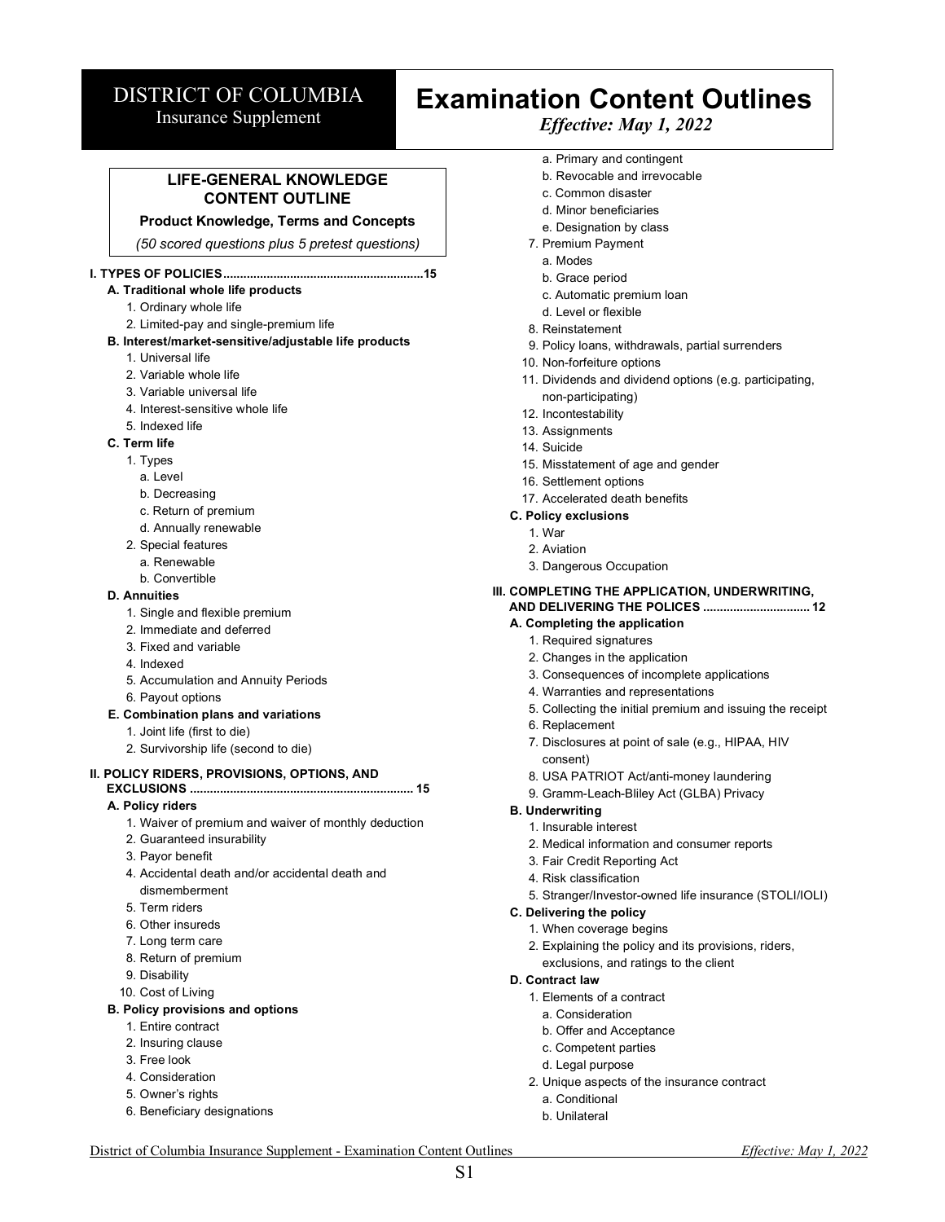# DISTRICT OF COLUMBIA
Insurance Supplement

# Examination Content Outlines
*Effective: May 1, 2022*

## LIFE-GENERAL KNOWLEDGE CONTENT OUTLINE

**Product Knowledge, Terms and Concepts**

*(50 scored questions plus 5 pretest questions)*

**I. TYPES OF POLICIES...........................................................15**

- **A. Traditional whole life products**
  1. Ordinary whole life
  2. Limited-pay and single-premium life
- **B. Interest/market-sensitive/adjustable life products**
  1. Universal life
  2. Variable whole life
  3. Variable universal life
  4. Interest-sensitive whole life
  5. Indexed life
- **C. Term life**
  1. Types
     - a. Level
     - b. Decreasing
     - c. Return of premium
     - d. Annually renewable
  2. Special features
     - a. Renewable
     - b. Convertible
- **D. Annuities**
  1. Single and flexible premium
  2. Immediate and deferred
  3. Fixed and variable
  4. Indexed
  5. Accumulation and Annuity Periods
  6. Payout options
- **E. Combination plans and variations**
  1. Joint life (first to die)
  2. Survivorship life (second to die)

**II. POLICY RIDERS, PROVISIONS, OPTIONS, AND EXCLUSIONS .................................................................. 15**

- **A. Policy riders**
  1. Waiver of premium and waiver of monthly deduction
  2. Guaranteed insurability
  3. Payor benefit
  4. Accidental death and/or accidental death and dismemberment
  5. Term riders
  6. Other insureds
  7. Long term care
  8. Return of premium
  9. Disability
  10. Cost of Living
- **B. Policy provisions and options**
  1. Entire contract
  2. Insuring clause
  3. Free look
  4. Consideration
  5. Owner's rights
  6. Beneficiary designations
     - a. Primary and contingent
     - b. Revocable and irrevocable
     - c. Common disaster
     - d. Minor beneficiaries
     - e. Designation by class
  7. Premium Payment
     - a. Modes
     - b. Grace period
     - c. Automatic premium loan
     - d. Level or flexible
  8. Reinstatement
  9. Policy loans, withdrawals, partial surrenders
  10. Non-forfeiture options
  11. Dividends and dividend options (e.g. participating, non-participating)
  12. Incontestability
  13. Assignments
  14. Suicide
  15. Misstatement of age and gender
  16. Settlement options
  17. Accelerated death benefits
- **C. Policy exclusions**
  1. War
  2. Aviation
  3. Dangerous Occupation

**III. COMPLETING THE APPLICATION, UNDERWRITING, AND DELIVERING THE POLICES ............................... 12**

- **A. Completing the application**
  1. Required signatures
  2. Changes in the application
  3. Consequences of incomplete applications
  4. Warranties and representations
  5. Collecting the initial premium and issuing the receipt
  6. Replacement
  7. Disclosures at point of sale (e.g., HIPAA, HIV consent)
  8. USA PATRIOT Act/anti-money laundering
  9. Gramm-Leach-Bliley Act (GLBA) Privacy
- **B. Underwriting**
  1. Insurable interest
  2. Medical information and consumer reports
  3. Fair Credit Reporting Act
  4. Risk classification
  5. Stranger/Investor-owned life insurance (STOLI/IOLI)
- **C. Delivering the policy**
  1. When coverage begins
  2. Explaining the policy and its provisions, riders, exclusions, and ratings to the client
- **D. Contract law**
  1. Elements of a contract
     - a. Consideration
     - b. Offer and Acceptance
     - c. Competent parties
     - d. Legal purpose
  2. Unique aspects of the insurance contract
     - a. Conditional
     - b. Unilateral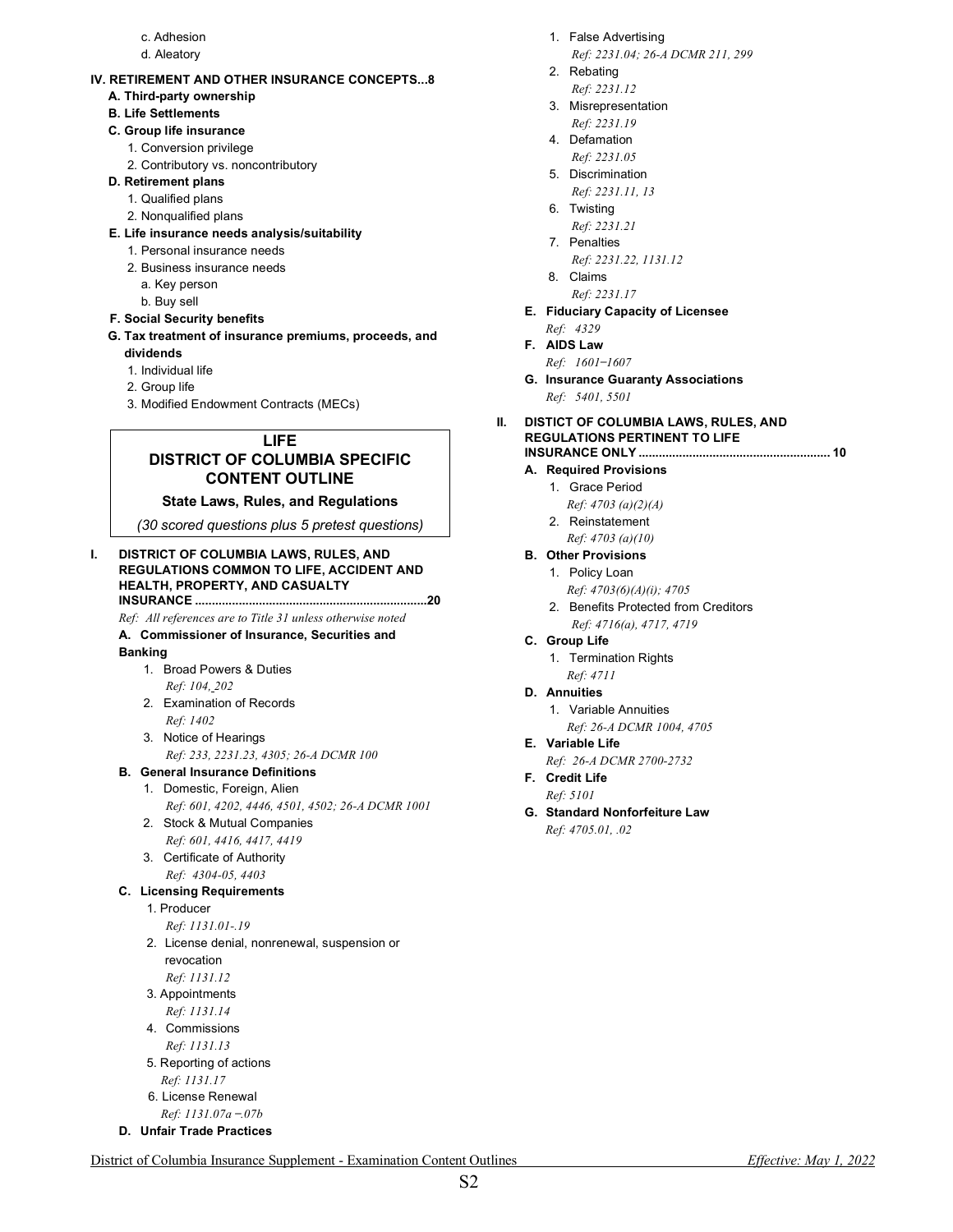- c. Adhesion
- d. Aleatory

**IV. RETIREMENT AND OTHER INSURANCE CONCEPTS...8**

- **A. Third-party ownership**
- **B. Life Settlements**
- **C. Group life insurance**
  1. Conversion privilege
  2. Contributory vs. noncontributory
- **D. Retirement plans**
  1. Qualified plans
  2. Nonqualified plans
- **E. Life insurance needs analysis/suitability**
  1. Personal insurance needs
  2. Business insurance needs
     - a. Key person
     - b. Buy sell
- **F. Social Security benefits**
- **G. Tax treatment of insurance premiums, proceeds, and dividends**
  1. Individual life
  2. Group life
  3. Modified Endowment Contracts (MECs)

## LIFE
## DISTRICT OF COLUMBIA SPECIFIC CONTENT OUTLINE

**State Laws, Rules, and Regulations**

*(30 scored questions plus 5 pretest questions)*

**I. DISTRICT OF COLUMBIA LAWS, RULES, AND REGULATIONS COMMON TO LIFE, ACCIDENT AND HEALTH, PROPERTY, AND CASUALTY INSURANCE ....................................................................20**

*Ref: All references are to Title 31 unless otherwise noted*

- **A. Commissioner of Insurance, Securities and Banking**
  1. Broad Powers & Duties  
     *Ref: 104, 202*
  2. Examination of Records  
     *Ref: 1402*
  3. Notice of Hearings  
     *Ref: 233, 2231.23, 4305; 26-A DCMR 100*
- **B. General Insurance Definitions**
  1. Domestic, Foreign, Alien  
     *Ref: 601, 4202, 4446, 4501, 4502; 26-A DCMR 1001*
  2. Stock & Mutual Companies  
     *Ref: 601, 4416, 4417, 4419*
  3. Certificate of Authority  
     *Ref: 4304-05, 4403*
- **C. Licensing Requirements**
  1. Producer  
     *Ref: 1131.01-.19*
  2. License denial, nonrenewal, suspension or revocation  
     *Ref: 1131.12*
  3. Appointments  
     *Ref: 1131.14*
  4. Commissions  
     *Ref: 1131.13*
  5. Reporting of actions  
     *Ref: 1131.17*
  6. License Renewal  
     *Ref: 1131.07a −.07b*
- **D. Unfair Trade Practices**
  1. False Advertising  
     *Ref: 2231.04; 26-A DCMR 211, 299*
  2. Rebating  
     *Ref: 2231.12*
  3. Misrepresentation  
     *Ref: 2231.19*
  4. Defamation  
     *Ref: 2231.05*
  5. Discrimination  
     *Ref: 2231.11, 13*
  6. Twisting  
     *Ref: 2231.21*
  7. Penalties  
     *Ref: 2231.22, 1131.12*
  8. Claims  
     *Ref: 2231.17*
- **E. Fiduciary Capacity of Licensee**  
  *Ref: 4329*
- **F. AIDS Law**  
  *Ref: 1601−1607*
- **G. Insurance Guaranty Associations**  
  *Ref: 5401, 5501*

**II. DISTICT OF COLUMBIA LAWS, RULES, AND REGULATIONS PERTINENT TO LIFE INSURANCE ONLY ........................................................ 10**

- **A. Required Provisions**
  1. Grace Period  
     *Ref: 4703 (a)(2)(A)*
  2. Reinstatement  
     *Ref: 4703 (a)(10)*
- **B. Other Provisions**
  1. Policy Loan  
     *Ref: 4703(6)(A)(i); 4705*
  2. Benefits Protected from Creditors  
     *Ref: 4716(a), 4717, 4719*
- **C. Group Life**
  1. Termination Rights  
     *Ref: 4711*
- **D. Annuities**
  1. Variable Annuities  
     *Ref: 26-A DCMR 1004, 4705*
- **E. Variable Life**  
  *Ref: 26-A DCMR 2700-2732*
- **F. Credit Life**  
  *Ref: 5101*
- **G. Standard Nonforfeiture Law**  
  *Ref: 4705.01, .02*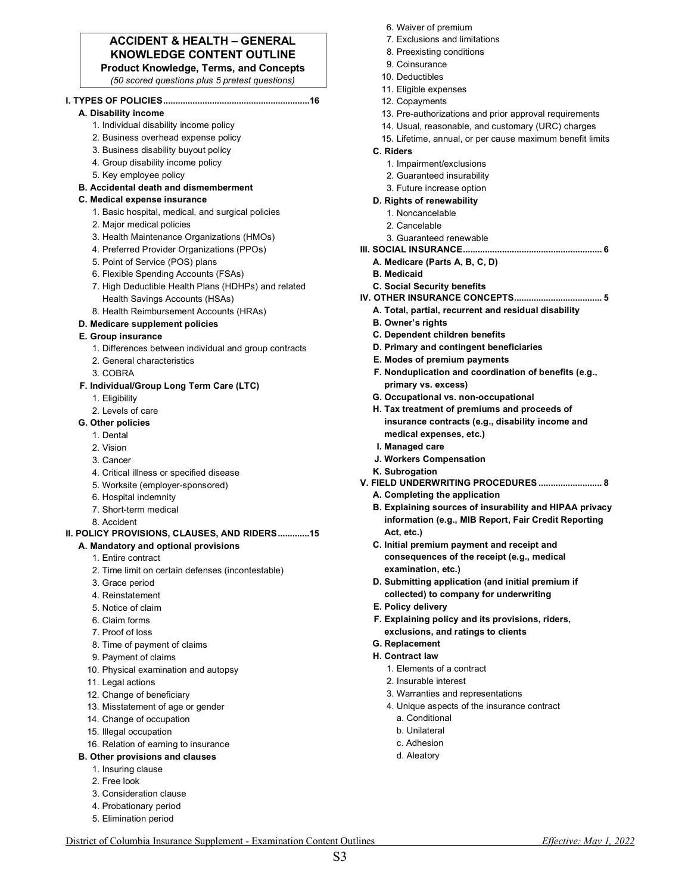## ACCIDENT & HEALTH – GENERAL KNOWLEDGE CONTENT OUTLINE

**Product Knowledge, Terms, and Concepts**

*(50 scored questions plus 5 pretest questions)*

**I. TYPES OF POLICIES..........................................................16**

- **A. Disability income**
  1. Individual disability income policy
  2. Business overhead expense policy
  3. Business disability buyout policy
  4. Group disability income policy
  5. Key employee policy
- **B. Accidental death and dismemberment**
- **C. Medical expense insurance**
  1. Basic hospital, medical, and surgical policies
  2. Major medical policies
  3. Health Maintenance Organizations (HMOs)
  4. Preferred Provider Organizations (PPOs)
  5. Point of Service (POS) plans
  6. Flexible Spending Accounts (FSAs)
  7. High Deductible Health Plans (HDHPs) and related Health Savings Accounts (HSAs)
  8. Health Reimbursement Accounts (HRAs)
- **D. Medicare supplement policies**
- **E. Group insurance**
  1. Differences between individual and group contracts
  2. General characteristics
  3. COBRA
- **F. Individual/Group Long Term Care (LTC)**
  1. Eligibility
  2. Levels of care
- **G. Other policies**
  1. Dental
  2. Vision
  3. Cancer
  4. Critical illness or specified disease
  5. Worksite (employer-sponsored)
  6. Hospital indemnity
  7. Short-term medical
  8. Accident

**II. POLICY PROVISIONS, CLAUSES, AND RIDERS............15**

- **A. Mandatory and optional provisions**
  1. Entire contract
  2. Time limit on certain defenses (incontestable)
  3. Grace period
  4. Reinstatement
  5. Notice of claim
  6. Claim forms
  7. Proof of loss
  8. Time of payment of claims
  9. Payment of claims
  10. Physical examination and autopsy
  11. Legal actions
  12. Change of beneficiary
  13. Misstatement of age or gender
  14. Change of occupation
  15. Illegal occupation
  16. Relation of earning to insurance
- **B. Other provisions and clauses**
  1. Insuring clause
  2. Free look
  3. Consideration clause
  4. Probationary period
  5. Elimination period
  6. Waiver of premium
  7. Exclusions and limitations
  8. Preexisting conditions
  9. Coinsurance
  10. Deductibles
  11. Eligible expenses
  12. Copayments
  13. Pre-authorizations and prior approval requirements
  14. Usual, reasonable, and customary (URC) charges
  15. Lifetime, annual, or per cause maximum benefit limits
- **C. Riders**
  1. Impairment/exclusions
  2. Guaranteed insurability
  3. Future increase option
- **D. Rights of renewability**
  1. Noncancelable
  2. Cancelable
  3. Guaranteed renewable

**III. SOCIAL INSURANCE........................................................ 6**

- **A. Medicare (Parts A, B, C, D)**
- **B. Medicaid**
- **C. Social Security benefits**

**IV. OTHER INSURANCE CONCEPTS................................... 5**

- **A. Total, partial, recurrent and residual disability**
- **B. Owner's rights**
- **C. Dependent children benefits**
- **D. Primary and contingent beneficiaries**
- **E. Modes of premium payments**
- **F. Nonduplication and coordination of benefits (e.g., primary vs. excess)**
- **G. Occupational vs. non-occupational**
- **H. Tax treatment of premiums and proceeds of insurance contracts (e.g., disability income and medical expenses, etc.)**
- **I. Managed care**
- **J. Workers Compensation**
- **K. Subrogation**

**V. FIELD UNDERWRITING PROCEDURES ......................... 8**

- **A. Completing the application**
- **B. Explaining sources of insurability and HIPAA privacy information (e.g., MIB Report, Fair Credit Reporting Act, etc.)**
- **C. Initial premium payment and receipt and consequences of the receipt (e.g., medical examination, etc.)**
- **D. Submitting application (and initial premium if collected) to company for underwriting**
- **E. Policy delivery**
- **F. Explaining policy and its provisions, riders, exclusions, and ratings to clients**
- **G. Replacement**
- **H. Contract law**
  1. Elements of a contract
  2. Insurable interest
  3. Warranties and representations
  4. Unique aspects of the insurance contract
     - a. Conditional
     - b. Unilateral
     - c. Adhesion
     - d. Aleatory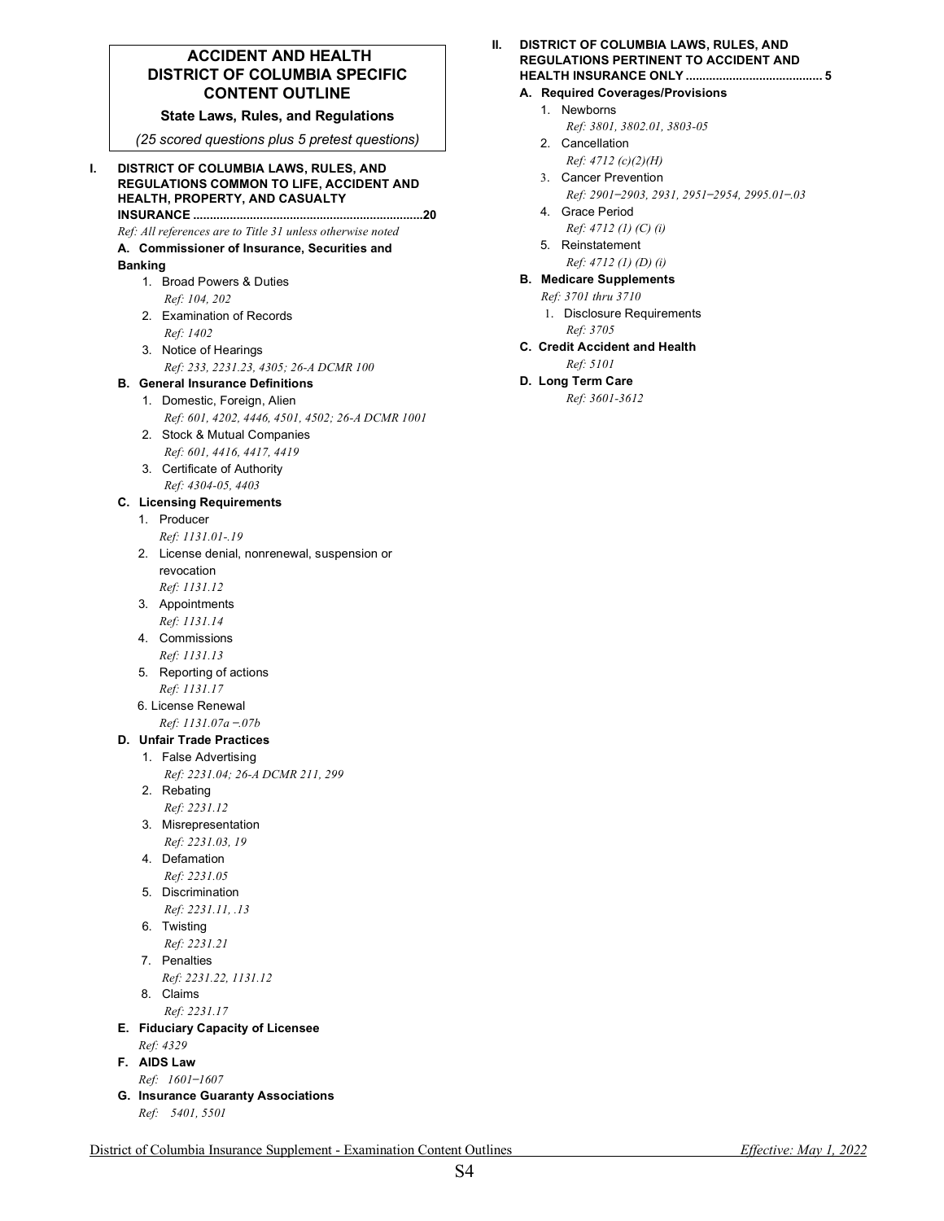## ACCIDENT AND HEALTH DISTRICT OF COLUMBIA SPECIFIC CONTENT OUTLINE

**State Laws, Rules, and Regulations**

*(25 scored questions plus 5 pretest questions)*

### I. DISTRICT OF COLUMBIA LAWS, RULES, AND REGULATIONS COMMON TO LIFE, ACCIDENT AND HEALTH, PROPERTY, AND CASUALTY INSURANCE ....................................................................20

*Ref: All references are to Title 31 unless otherwise noted*

**A. Commissioner of Insurance, Securities and Banking**

1. Broad Powers & Duties
   *Ref: 104, 202*
2. Examination of Records
   *Ref: 1402*
3. Notice of Hearings
   *Ref: 233, 2231.23, 4305; 26-A DCMR 100*

**B. General Insurance Definitions**

1. Domestic, Foreign, Alien
   *Ref: 601, 4202, 4446, 4501, 4502; 26-A DCMR 1001*
2. Stock & Mutual Companies
   *Ref: 601, 4416, 4417, 4419*
3. Certificate of Authority
   *Ref: 4304-05, 4403*

**C. Licensing Requirements**

1. Producer
   *Ref: 1131.01-.19*
2. License denial, nonrenewal, suspension or revocation
   *Ref: 1131.12*
3. Appointments
   *Ref: 1131.14*
4. Commissions
   *Ref: 1131.13*
5. Reporting of actions
   *Ref: 1131.17*
6. License Renewal
   *Ref: 1131.07a –.07b*

**D. Unfair Trade Practices**

1. False Advertising
   *Ref: 2231.04; 26-A DCMR 211, 299*
2. Rebating
   *Ref: 2231.12*
3. Misrepresentation
   *Ref: 2231.03, 19*
4. Defamation
   *Ref: 2231.05*
5. Discrimination
   *Ref: 2231.11, .13*
6. Twisting
   *Ref: 2231.21*
7. Penalties
   *Ref: 2231.22, 1131.12*
8. Claims
   *Ref: 2231.17*

**E. Fiduciary Capacity of Licensee**

*Ref: 4329*

**F. AIDS Law**

*Ref: 1601–1607*

**G. Insurance Guaranty Associations**

*Ref: 5401, 5501*

### II. DISTRICT OF COLUMBIA LAWS, RULES, AND REGULATIONS PERTINENT TO ACCIDENT AND HEALTH INSURANCE ONLY ......................................... 5

**A. Required Coverages/Provisions**

1. Newborns
   *Ref: 3801, 3802.01, 3803-05*
2. Cancellation
   *Ref: 4712 (c)(2)(H)*
3. Cancer Prevention
   *Ref: 2901–2903, 2931, 2951–2954, 2995.01–.03*
4. Grace Period
   *Ref: 4712 (1) (C) (i)*
5. Reinstatement
   *Ref: 4712 (1) (D) (i)*

**B. Medicare Supplements**

*Ref: 3701 thru 3710*

1. Disclosure Requirements
   *Ref: 3705*

**C. Credit Accident and Health**

*Ref: 5101*

**D. Long Term Care**

*Ref: 3601-3612*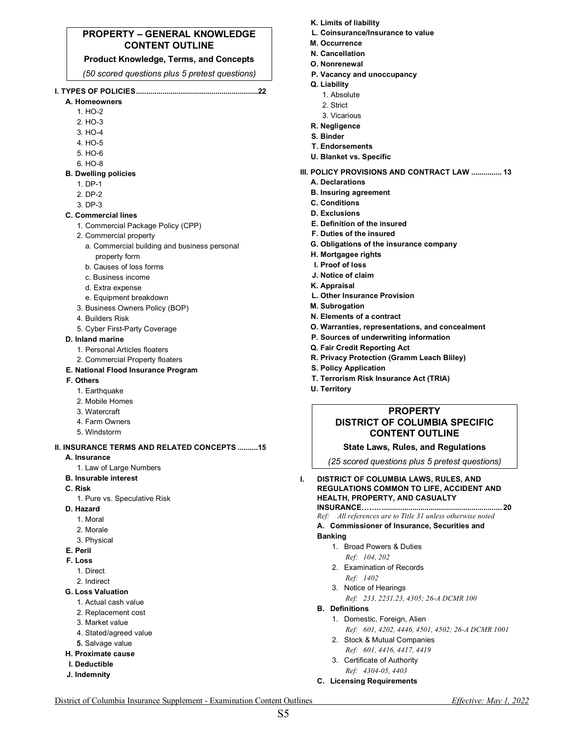## PROPERTY – GENERAL KNOWLEDGE CONTENT OUTLINE

### Product Knowledge, Terms, and Concepts

*(50 scored questions plus 5 pretest questions)*

**I. TYPES OF POLICIES..........................................................22**

- **A. Homeowners**
  1. HO-2
  2. HO-3
  3. HO-4
  4. HO-5
  5. HO-6
  6. HO-8
- **B. Dwelling policies**
  1. DP-1
  2. DP-2
  3. DP-3
- **C. Commercial lines**
  1. Commercial Package Policy (CPP)
  2. Commercial property
     - a. Commercial building and business personal property form
     - b. Causes of loss forms
     - c. Business income
     - d. Extra expense
     - e. Equipment breakdown
  3. Business Owners Policy (BOP)
  4. Builders Risk
  5. Cyber First-Party Coverage
- **D. Inland marine**
  1. Personal Articles floaters
  2. Commercial Property floaters
- **E. National Flood Insurance Program**
- **F. Others**
  1. Earthquake
  2. Mobile Homes
  3. Watercraft
  4. Farm Owners
  5. Windstorm

**II. INSURANCE TERMS AND RELATED CONCEPTS ..........15**

- **A. Insurance**
  1. Law of Large Numbers
- **B. Insurable interest**
- **C. Risk**
  1. Pure vs. Speculative Risk
- **D. Hazard**
  1. Moral
  2. Morale
  3. Physical
- **E. Peril**
- **F. Loss**
  1. Direct
  2. Indirect
- **G. Loss Valuation**
  1. Actual cash value
  2. Replacement cost
  3. Market value
  4. Stated/agreed value
  5. Salvage value
- **H. Proximate cause**
- **I. Deductible**
- **J. Indemnity**
- **K. Limits of liability**
- **L. Coinsurance/Insurance to value**
- **M. Occurrence**
- **N. Cancellation**
- **O. Nonrenewal**
- **P. Vacancy and unoccupancy**
- **Q. Liability**
  1. Absolute
  2. Strict
  3. Vicarious
- **R. Negligence**
- **S. Binder**
- **T. Endorsements**
- **U. Blanket vs. Specific**

**III. POLICY PROVISIONS AND CONTRACT LAW ............... 13**

- **A. Declarations**
- **B. Insuring agreement**
- **C. Conditions**
- **D. Exclusions**
- **E. Definition of the insured**
- **F. Duties of the insured**
- **G. Obligations of the insurance company**
- **H. Mortgagee rights**
- **I. Proof of loss**
- **J. Notice of claim**
- **K. Appraisal**
- **L. Other Insurance Provision**
- **M. Subrogation**
- **N. Elements of a contract**
- **O. Warranties, representations, and concealment**
- **P. Sources of underwriting information**
- **Q. Fair Credit Reporting Act**
- **R. Privacy Protection (Gramm Leach Bliley)**
- **S. Policy Application**
- **T. Terrorism Risk Insurance Act (TRIA)**
- **U. Territory**

## PROPERTY DISTRICT OF COLUMBIA SPECIFIC CONTENT OUTLINE

### State Laws, Rules, and Regulations

*(25 scored questions plus 5 pretest questions)*

**I. DISTRICT OF COLUMBIA LAWS, RULES, AND REGULATIONS COMMON TO LIFE, ACCIDENT AND HEALTH, PROPERTY, AND CASUALTY INSURANCE…….. .......................................................... 20**

*Ref: All references are to Title 31 unless otherwise noted*

- **A. Commissioner of Insurance, Securities and Banking**
  1. Broad Powers & Duties
     *Ref: 104, 202*
  2. Examination of Records
     *Ref: 1402*
  3. Notice of Hearings
     *Ref: 233, 2231.23, 4305; 26-A DCMR 100*
- **B. Definitions**
  1. Domestic, Foreign, Alien
     *Ref: 601, 4202, 4446, 4501, 4502; 26-A DCMR 1001*
  2. Stock & Mutual Companies
     *Ref: 601, 4416, 4417, 4419*
  3. Certificate of Authority
     *Ref: 4304-05, 4403*
- **C. Licensing Requirements**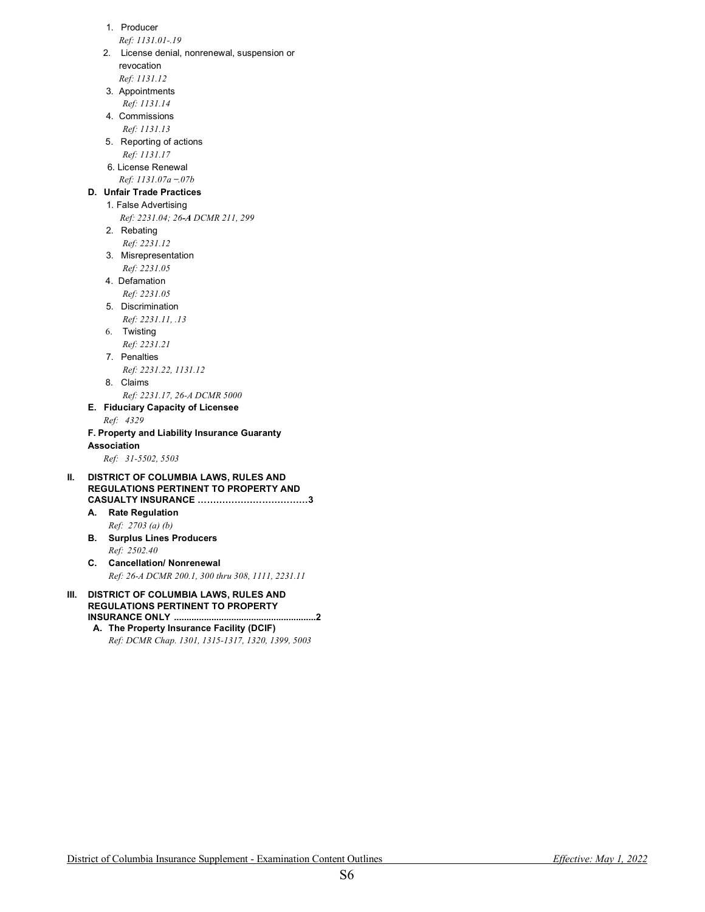1. Producer
   *Ref: 1131.01-.19*
2. License denial, nonrenewal, suspension or revocation
   *Ref: 1131.12*
3. Appointments
   *Ref: 1131.14*
4. Commissions
   *Ref: 1131.13*
5. Reporting of actions
   *Ref: 1131.17*
6. License Renewal
   *Ref: 1131.07a –.07b*

**D. Unfair Trade Practices**

1. False Advertising
   *Ref: 2231.04; 26-A DCMR 211, 299*
2. Rebating
   *Ref: 2231.12*
3. Misrepresentation
   *Ref: 2231.05*
4. Defamation
   *Ref: 2231.05*
5. Discrimination
   *Ref: 2231.11, .13*
6. Twisting
   *Ref: 2231.21*
7. Penalties
   *Ref: 2231.22, 1131.12*
8. Claims
   *Ref: 2231.17, 26-A DCMR 5000*

**E. Fiduciary Capacity of Licensee**
*Ref: 4329*

**F. Property and Liability Insurance Guaranty Association**
*Ref: 31-5502, 5503*

**II. DISTRICT OF COLUMBIA LAWS, RULES AND REGULATIONS PERTINENT TO PROPERTY AND CASUALTY INSURANCE ……………………………3**

**A. Rate Regulation**
*Ref: 2703 (a) (b)*

**B. Surplus Lines Producers**
*Ref: 2502.40*

**C. Cancellation/ Nonrenewal**
*Ref: 26-A DCMR 200.1, 300 thru 308, 1111, 2231.11*

**III. DISTRICT OF COLUMBIA LAWS, RULES AND REGULATIONS PERTINENT TO PROPERTY INSURANCE ONLY .........................................................2**

**A. The Property Insurance Facility (DCIF)**
*Ref: DCMR Chap. 1301, 1315-1317, 1320, 1399, 5003*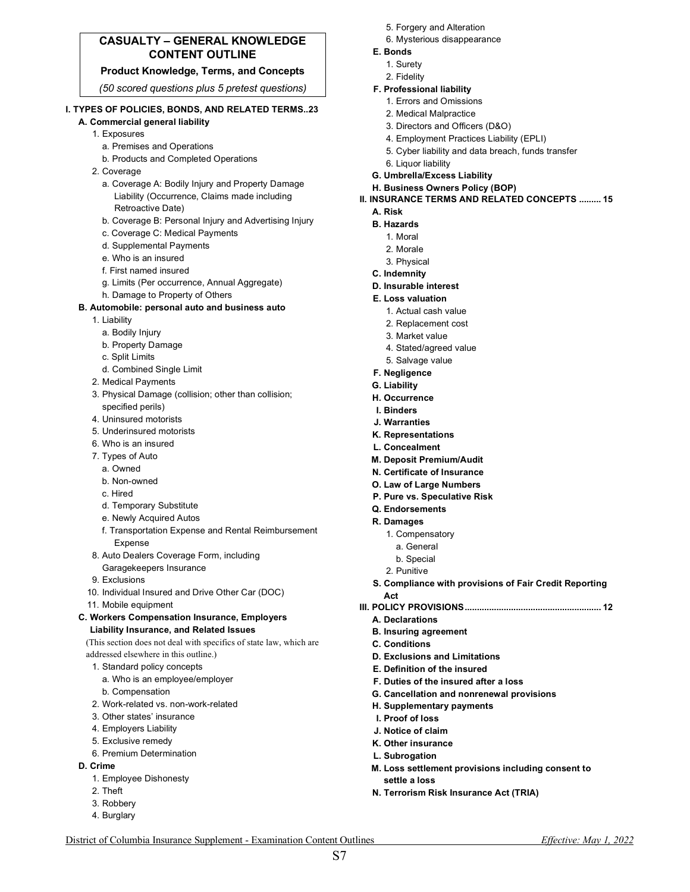## CASUALTY – GENERAL KNOWLEDGE CONTENT OUTLINE

**Product Knowledge, Terms, and Concepts**

*(50 scored questions plus 5 pretest questions)*

**I. TYPES OF POLICIES, BONDS, AND RELATED TERMS..23**

- **A. Commercial general liability**
  1. Exposures
     - a. Premises and Operations
     - b. Products and Completed Operations
  2. Coverage
     - a. Coverage A: Bodily Injury and Property Damage Liability (Occurrence, Claims made including Retroactive Date)
     - b. Coverage B: Personal Injury and Advertising Injury
     - c. Coverage C: Medical Payments
     - d. Supplemental Payments
     - e. Who is an insured
     - f. First named insured
     - g. Limits (Per occurrence, Annual Aggregate)
     - h. Damage to Property of Others
- **B. Automobile: personal auto and business auto**
  1. Liability
     - a. Bodily Injury
     - b. Property Damage
     - c. Split Limits
     - d. Combined Single Limit
  2. Medical Payments
  3. Physical Damage (collision; other than collision; specified perils)
  4. Uninsured motorists
  5. Underinsured motorists
  6. Who is an insured
  7. Types of Auto
     - a. Owned
     - b. Non-owned
     - c. Hired
     - d. Temporary Substitute
     - e. Newly Acquired Autos
     - f. Transportation Expense and Rental Reimbursement Expense
  8. Auto Dealers Coverage Form, including Garagekeepers Insurance
  9. Exclusions
  10. Individual Insured and Drive Other Car (DOC)
  11. Mobile equipment
- **C. Workers Compensation Insurance, Employers Liability Insurance, and Related Issues**
  (This section does not deal with specifics of state law, which are addressed elsewhere in this outline.)
  1. Standard policy concepts
     - a. Who is an employee/employer
     - b. Compensation
  2. Work-related vs. non-work-related
  3. Other states' insurance
  4. Employers Liability
  5. Exclusive remedy
  6. Premium Determination
- **D. Crime**
  1. Employee Dishonesty
  2. Theft
  3. Robbery
  4. Burglary
  5. Forgery and Alteration
  6. Mysterious disappearance
- **E. Bonds**
  1. Surety
  2. Fidelity
- **F. Professional liability**
  1. Errors and Omissions
  2. Medical Malpractice
  3. Directors and Officers (D&O)
  4. Employment Practices Liability (EPLI)
  5. Cyber liability and data breach, funds transfer
  6. Liquor liability
- **G. Umbrella/Excess Liability**
- **H. Business Owners Policy (BOP)**

**II. INSURANCE TERMS AND RELATED CONCEPTS ......... 15**

- **A. Risk**
- **B. Hazards**
  1. Moral
  2. Morale
  3. Physical
- **C. Indemnity**
- **D. Insurable interest**
- **E. Loss valuation**
  1. Actual cash value
  2. Replacement cost
  3. Market value
  4. Stated/agreed value
  5. Salvage value
- **F. Negligence**
- **G. Liability**
- **H. Occurrence**
- **I. Binders**
- **J. Warranties**
- **K. Representations**
- **L. Concealment**
- **M. Deposit Premium/Audit**
- **N. Certificate of Insurance**
- **O. Law of Large Numbers**
- **P. Pure vs. Speculative Risk**
- **Q. Endorsements**
- **R. Damages**
  1. Compensatory
     - a. General
     - b. Special
  2. Punitive
- **S. Compliance with provisions of Fair Credit Reporting Act**

**III. POLICY PROVISIONS....................................................... 12**

- **A. Declarations**
- **B. Insuring agreement**
- **C. Conditions**
- **D. Exclusions and Limitations**
- **E. Definition of the insured**
- **F. Duties of the insured after a loss**
- **G. Cancellation and nonrenewal provisions**
- **H. Supplementary payments**
- **I. Proof of loss**
- **J. Notice of claim**
- **K. Other insurance**
- **L. Subrogation**
- **M. Loss settlement provisions including consent to settle a loss**
- **N. Terrorism Risk Insurance Act (TRIA)**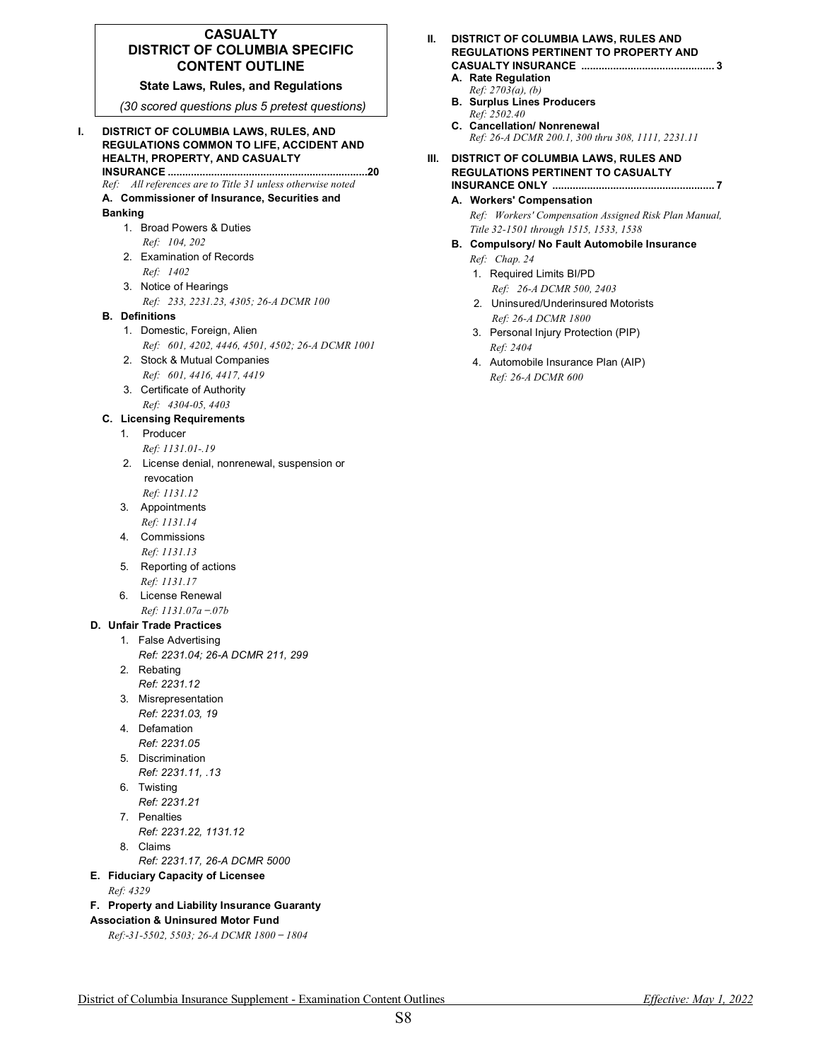# CASUALTY
# DISTRICT OF COLUMBIA SPECIFIC CONTENT OUTLINE

**State Laws, Rules, and Regulations**

*(30 scored questions plus 5 pretest questions)*

**I. DISTRICT OF COLUMBIA LAWS, RULES, AND REGULATIONS COMMON TO LIFE, ACCIDENT AND HEALTH, PROPERTY, AND CASUALTY INSURANCE ....................................................................20**

*Ref: All references are to Title 31 unless otherwise noted*

**A. Commissioner of Insurance, Securities and Banking**

1. Broad Powers & Duties
   *Ref: 104, 202*
2. Examination of Records
   *Ref: 1402*
3. Notice of Hearings
   *Ref: 233, 2231.23, 4305; 26-A DCMR 100*

**B. Definitions**

1. Domestic, Foreign, Alien
   *Ref: 601, 4202, 4446, 4501, 4502; 26-A DCMR 1001*
2. Stock & Mutual Companies
   *Ref: 601, 4416, 4417, 4419*
3. Certificate of Authority
   *Ref: 4304-05, 4403*

**C. Licensing Requirements**

1. Producer
   *Ref: 1131.01-.19*
2. License denial, nonrenewal, suspension or revocation
   *Ref: 1131.12*
3. Appointments
   *Ref: 1131.14*
4. Commissions
   *Ref: 1131.13*
5. Reporting of actions
   *Ref: 1131.17*
6. License Renewal
   *Ref: 1131.07a −.07b*

**D. Unfair Trade Practices**

1. False Advertising
   *Ref: 2231.04; 26-A DCMR 211, 299*
2. Rebating
   *Ref: 2231.12*
3. Misrepresentation
   *Ref: 2231.03, 19*
4. Defamation
   *Ref: 2231.05*
5. Discrimination
   *Ref: 2231.11, .13*
6. Twisting
   *Ref: 2231.21*
7. Penalties
   *Ref: 2231.22, 1131.12*
8. Claims
   *Ref: 2231.17, 26-A DCMR 5000*

**E. Fiduciary Capacity of Licensee**

*Ref: 4329*

**F. Property and Liability Insurance Guaranty Association & Uninsured Motor Fund**

*Ref:-31-5502, 5503; 26-A DCMR 1800 − 1804*

**II. DISTRICT OF COLUMBIA LAWS, RULES AND REGULATIONS PERTINENT TO PROPERTY AND CASUALTY INSURANCE ............................................... 3**

**A. Rate Regulation**
*Ref: 2703(a), (b)*

**B. Surplus Lines Producers**
*Ref: 2502.40*

**C. Cancellation/ Nonrenewal**
*Ref: 26-A DCMR 200.1, 300 thru 308, 1111, 2231.11*

**III. DISTRICT OF COLUMBIA LAWS, RULES AND REGULATIONS PERTINENT TO CASUALTY INSURANCE ONLY ......................................................... 7**

**A. Workers' Compensation**

*Ref: Workers' Compensation Assigned Risk Plan Manual, Title 32-1501 through 1515, 1533, 1538*

**B. Compulsory/ No Fault Automobile Insurance**

*Ref: Chap. 24*

1. Required Limits BI/PD
   *Ref: 26-A DCMR 500, 2403*
2. Uninsured/Underinsured Motorists
   *Ref: 26-A DCMR 1800*
3. Personal Injury Protection (PIP)
   *Ref: 2404*
4. Automobile Insurance Plan (AIP)
   *Ref: 26-A DCMR 600*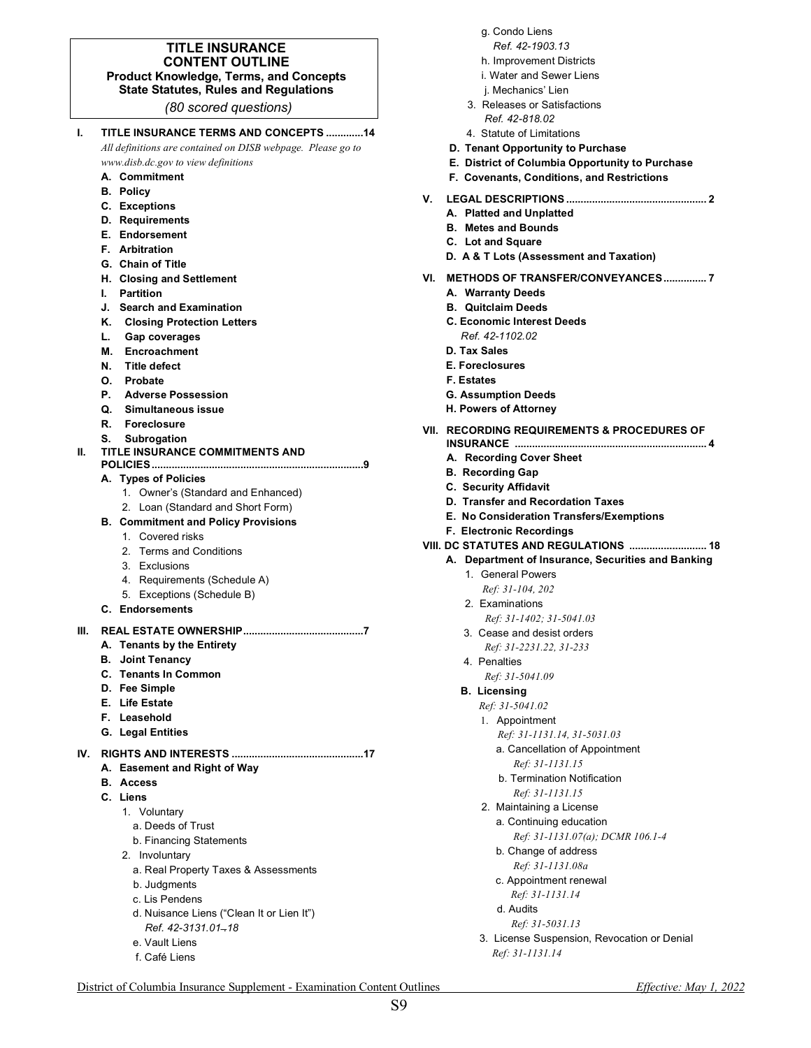**TITLE INSURANCE**
**CONTENT OUTLINE**
**Product Knowledge, Terms, and Concepts**
**State Statutes, Rules and Regulations**
*(80 scored questions)*

**I. TITLE INSURANCE TERMS AND CONCEPTS .............14**

*All definitions are contained on DISB webpage. Please go to www.disb.dc.gov to view definitions*

- **A. Commitment**
- **B. Policy**
- **C. Exceptions**
- **D. Requirements**
- **E. Endorsement**
- **F. Arbitration**
- **G. Chain of Title**
- **H. Closing and Settlement**
- **I. Partition**
- **J. Search and Examination**
- **K. Closing Protection Letters**
- **L. Gap coverages**
- **M. Encroachment**
- **N. Title defect**
- **O. Probate**
- **P. Adverse Possession**
- **Q. Simultaneous issue**
- **R. Foreclosure**
- **S. Subrogation**

**II. TITLE INSURANCE COMMITMENTS AND POLICIES.........................................................................9**

- **A. Types of Policies**
  1. Owner's (Standard and Enhanced)
  2. Loan (Standard and Short Form)
- **B. Commitment and Policy Provisions**
  1. Covered risks
  2. Terms and Conditions
  3. Exclusions
  4. Requirements (Schedule A)
  5. Exceptions (Schedule B)
- **C. Endorsements**

**III. REAL ESTATE OWNERSHIP..........................................7**

- **A. Tenants by the Entirety**
- **B. Joint Tenancy**
- **C. Tenants In Common**
- **D. Fee Simple**
- **E. Life Estate**
- **F. Leasehold**
- **G. Legal Entities**

**IV. RIGHTS AND INTERESTS .............................................17**

- **A. Easement and Right of Way**
- **B. Access**
- **C. Liens**
  1. Voluntary
     - a. Deeds of Trust
     - b. Financing Statements
  2. Involuntary
     - a. Real Property Taxes & Assessments
     - b. Judgments
     - c. Lis Pendens
     - d. Nuisance Liens ("Clean It or Lien It") *Ref. 42-3131.01–.18*
     - e. Vault Liens
     - f. Café Liens
     - g. Condo Liens *Ref. 42-1903.13*
     - h. Improvement Districts
     - i. Water and Sewer Liens
     - j. Mechanics' Lien
  3. Releases or Satisfactions *Ref. 42-818.02*
  4. Statute of Limitations
- **D. Tenant Opportunity to Purchase**
- **E. District of Columbia Opportunity to Purchase**
- **F. Covenants, Conditions, and Restrictions**

**V. LEGAL DESCRIPTIONS ................................................ 2**

- **A. Platted and Unplatted**
- **B. Metes and Bounds**
- **C. Lot and Square**
- **D. A & T Lots (Assessment and Taxation)**

**VI. METHODS OF TRANSFER/CONVEYANCES.............. 7**

- **A. Warranty Deeds**
- **B. Quitclaim Deeds**
- **C. Economic Interest Deeds** *Ref. 42-1102.02*
- **D. Tax Sales**
- **E. Foreclosures**
- **F. Estates**
- **G. Assumption Deeds**
- **H. Powers of Attorney**

**VII. RECORDING REQUIREMENTS & PROCEDURES OF INSURANCE .................................................................. 4**

- **A. Recording Cover Sheet**
- **B. Recording Gap**
- **C. Security Affidavit**
- **D. Transfer and Recordation Taxes**
- **E. No Consideration Transfers/Exemptions**
- **F. Electronic Recordings**

**VIII. DC STATUTES AND REGULATIONS .......................... 18**

- **A. Department of Insurance, Securities and Banking**
  1. General Powers *Ref: 31-104, 202*
  2. Examinations *Ref: 31-1402; 31-5041.03*
  3. Cease and desist orders *Ref: 31-2231.22, 31-233*
  4. Penalties *Ref: 31-5041.09*
- **B. Licensing** *Ref: 31-5041.02*
  1. Appointment *Ref: 31-1131.14, 31-5031.03*
     - a. Cancellation of Appointment *Ref: 31-1131.15*
     - b. Termination Notification *Ref: 31-1131.15*
  2. Maintaining a License
     - a. Continuing education *Ref: 31-1131.07(a); DCMR 106.1-4*
     - b. Change of address *Ref: 31-1131.08a*
     - c. Appointment renewal *Ref: 31-1131.14*
     - d. Audits *Ref: 31-5031.13*
  3. License Suspension, Revocation or Denial *Ref: 31-1131.14*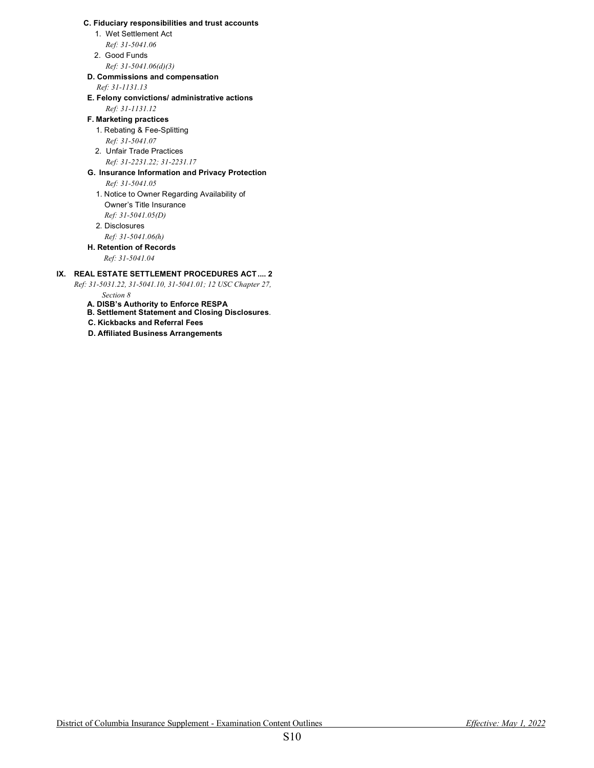**C. Fiduciary responsibilities and trust accounts**

1. Wet Settlement Act
   *Ref: 31-5041.06*
2. Good Funds
   *Ref: 31-5041.06(d)(3)*

**D. Commissions and compensation**

*Ref: 31-1131.13*

**E. Felony convictions/ administrative actions**

*Ref: 31-1131.12*

**F. Marketing practices**

1. Rebating & Fee-Splitting
   *Ref: 31-5041.07*
2. Unfair Trade Practices
   *Ref: 31-2231.22; 31-2231.17*

**G. Insurance Information and Privacy Protection**

*Ref: 31-5041.05*

1. Notice to Owner Regarding Availability of Owner's Title Insurance
   *Ref: 31-5041.05(D)*
2. Disclosures
   *Ref: 31-5041.06(h)*

**H. Retention of Records**

*Ref: 31-5041.04*

**IX. REAL ESTATE SETTLEMENT PROCEDURES ACT .... 2**

*Ref: 31-5031.22, 31-5041.10, 31-5041.01; 12 USC Chapter 27, Section 8*

**A. DISB's Authority to Enforce RESPA**
**B. Settlement Statement and Closing Disclosures**.
**C. Kickbacks and Referral Fees**
**D. Affiliated Business Arrangements**